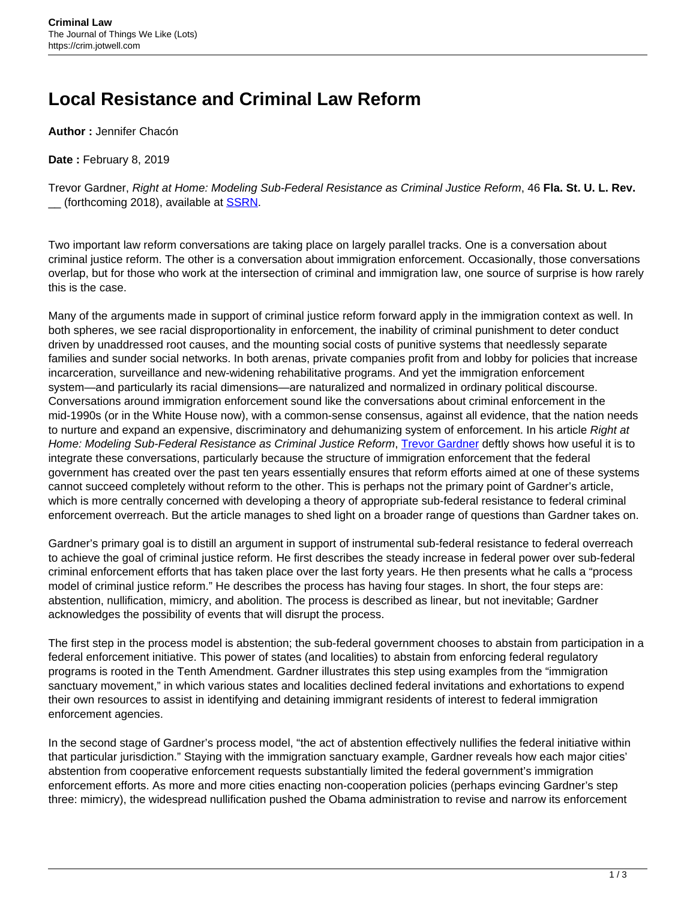# Local Resistance and Criminal Law Reform

**Author :** Jennifer Chacón

**Date :** February 8, 2019

Trevor Gardner, *Right at Home: Modeling Sub-Federal Resistance as Criminal Justice Reform*, 46 **Fla. St. U. L. Rev.** __ (forthcoming 2018), available at SSRN.

Two important law reform conversations are taking place on largely parallel tracks. One is a conversation about criminal justice reform. The other is a conversation about immigration enforcement. Occasionally, those conversations overlap, but for those who work at the intersection of criminal and immigration law, one source of surprise is how rarely this is the case.

Many of the arguments made in support of criminal justice reform forward apply in the immigration context as well. In both spheres, we see racial disproportionality in enforcement, the inability of criminal punishment to deter conduct driven by unaddressed root causes, and the mounting social costs of punitive systems that needlessly separate families and sunder social networks. In both arenas, private companies profit from and lobby for policies that increase incarceration, surveillance and new-widening rehabilitative programs. And yet the immigration enforcement system—and particularly its racial dimensions—are naturalized and normalized in ordinary political discourse. Conversations around immigration enforcement sound like the conversations about criminal enforcement in the mid-1990s (or in the White House now), with a common-sense consensus, against all evidence, that the nation needs to nurture and expand an expensive, discriminatory and dehumanizing system of enforcement. In his article *Right at Home: Modeling Sub-Federal Resistance as Criminal Justice Reform*, Trevor Gardner deftly shows how useful it is to integrate these conversations, particularly because the structure of immigration enforcement that the federal government has created over the past ten years essentially ensures that reform efforts aimed at one of these systems cannot succeed completely without reform to the other. This is perhaps not the primary point of Gardner's article, which is more centrally concerned with developing a theory of appropriate sub-federal resistance to federal criminal enforcement overreach. But the article manages to shed light on a broader range of questions than Gardner takes on.

Gardner's primary goal is to distill an argument in support of instrumental sub-federal resistance to federal overreach to achieve the goal of criminal justice reform. He first describes the steady increase in federal power over sub-federal criminal enforcement efforts that has taken place over the last forty years. He then presents what he calls a "process model of criminal justice reform." He describes the process has having four stages. In short, the four steps are: abstention, nullification, mimicry, and abolition. The process is described as linear, but not inevitable; Gardner acknowledges the possibility of events that will disrupt the process.

The first step in the process model is abstention; the sub-federal government chooses to abstain from participation in a federal enforcement initiative. This power of states (and localities) to abstain from enforcing federal regulatory programs is rooted in the Tenth Amendment. Gardner illustrates this step using examples from the "immigration sanctuary movement," in which various states and localities declined federal invitations and exhortations to expend their own resources to assist in identifying and detaining immigrant residents of interest to federal immigration enforcement agencies.

In the second stage of Gardner's process model, "the act of abstention effectively nullifies the federal initiative within that particular jurisdiction." Staying with the immigration sanctuary example, Gardner reveals how each major cities' abstention from cooperative enforcement requests substantially limited the federal government's immigration enforcement efforts. As more and more cities enacting non-cooperation policies (perhaps evincing Gardner's step three: mimicry), the widespread nullification pushed the Obama administration to revise and narrow its enforcement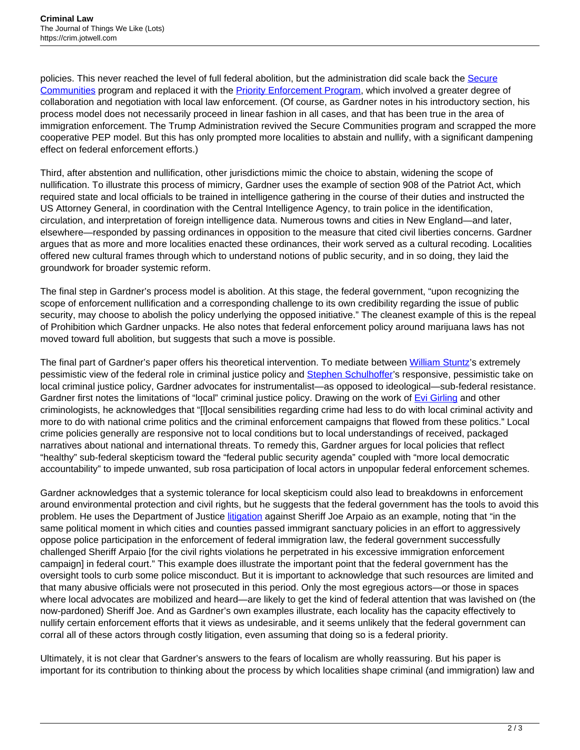policies. This never reached the level of full federal abolition, but the administration did scale back the Secure Communities program and replaced it with the Priority Enforcement Program, which involved a greater degree of collaboration and negotiation with local law enforcement. (Of course, as Gardner notes in his introductory section, his process model does not necessarily proceed in linear fashion in all cases, and that has been true in the area of immigration enforcement. The Trump Administration revived the Secure Communities program and scrapped the more cooperative PEP model. But this has only prompted more localities to abstain and nullify, with a significant dampening effect on federal enforcement efforts.)

Third, after abstention and nullification, other jurisdictions mimic the choice to abstain, widening the scope of nullification. To illustrate this process of mimicry, Gardner uses the example of section 908 of the Patriot Act, which required state and local officials to be trained in intelligence gathering in the course of their duties and instructed the US Attorney General, in coordination with the Central Intelligence Agency, to train police in the identification, circulation, and interpretation of foreign intelligence data. Numerous towns and cities in New England—and later, elsewhere—responded by passing ordinances in opposition to the measure that cited civil liberties concerns. Gardner argues that as more and more localities enacted these ordinances, their work served as a cultural recoding. Localities offered new cultural frames through which to understand notions of public security, and in so doing, they laid the groundwork for broader systemic reform.

The final step in Gardner's process model is abolition. At this stage, the federal government, "upon recognizing the scope of enforcement nullification and a corresponding challenge to its own credibility regarding the issue of public security, may choose to abolish the policy underlying the opposed initiative." The cleanest example of this is the repeal of Prohibition which Gardner unpacks. He also notes that federal enforcement policy around marijuana laws has not moved toward full abolition, but suggests that such a move is possible.

The final part of Gardner's paper offers his theoretical intervention. To mediate between William Stuntz's extremely pessimistic view of the federal role in criminal justice policy and Stephen Schulhoffer's responsive, pessimistic take on local criminal justice policy, Gardner advocates for instrumentalist—as opposed to ideological—sub-federal resistance. Gardner first notes the limitations of "local" criminal justice policy. Drawing on the work of Evi Girling and other criminologists, he acknowledges that "[l]ocal sensibilities regarding crime had less to do with local criminal activity and more to do with national crime politics and the criminal enforcement campaigns that flowed from these politics." Local crime policies generally are responsive not to local conditions but to local understandings of received, packaged narratives about national and international threats. To remedy this, Gardner argues for local policies that reflect "healthy" sub-federal skepticism toward the "federal public security agenda" coupled with "more local democratic accountability" to impede unwanted, sub rosa participation of local actors in unpopular federal enforcement schemes.

Gardner acknowledges that a systemic tolerance for local skepticism could also lead to breakdowns in enforcement around environmental protection and civil rights, but he suggests that the federal government has the tools to avoid this problem. He uses the Department of Justice litigation against Sheriff Joe Arpaio as an example, noting that "in the same political moment in which cities and counties passed immigrant sanctuary policies in an effort to aggressively oppose police participation in the enforcement of federal immigration law, the federal government successfully challenged Sheriff Arpaio [for the civil rights violations he perpetrated in his excessive immigration enforcement campaign] in federal court." This example does illustrate the important point that the federal government has the oversight tools to curb some police misconduct. But it is important to acknowledge that such resources are limited and that many abusive officials were not prosecuted in this period. Only the most egregious actors—or those in spaces where local advocates are mobilized and heard—are likely to get the kind of federal attention that was lavished on (the now-pardoned) Sheriff Joe. And as Gardner's own examples illustrate, each locality has the capacity effectively to nullify certain enforcement efforts that it views as undesirable, and it seems unlikely that the federal government can corral all of these actors through costly litigation, even assuming that doing so is a federal priority.

Ultimately, it is not clear that Gardner's answers to the fears of localism are wholly reassuring. But his paper is important for its contribution to thinking about the process by which localities shape criminal (and immigration) law and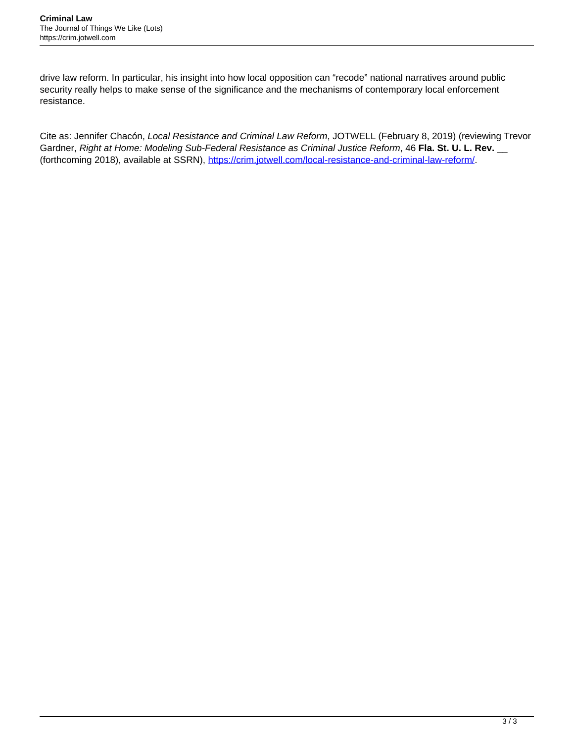drive law reform. In particular, his insight into how local opposition can "recode" national narratives around public security really helps to make sense of the significance and the mechanisms of contemporary local enforcement resistance.

Cite as: Jennifer Chacón, *Local Resistance and Criminal Law Reform*, JOTWELL (February 8, 2019) (reviewing Trevor Gardner, *Right at Home: Modeling Sub-Federal Resistance as Criminal Justice Reform*, 46 **Fla. St. U. L. Rev.** __ (forthcoming 2018), available at SSRN), https://crim.jotwell.com/local-resistance-and-criminal-law-reform/.